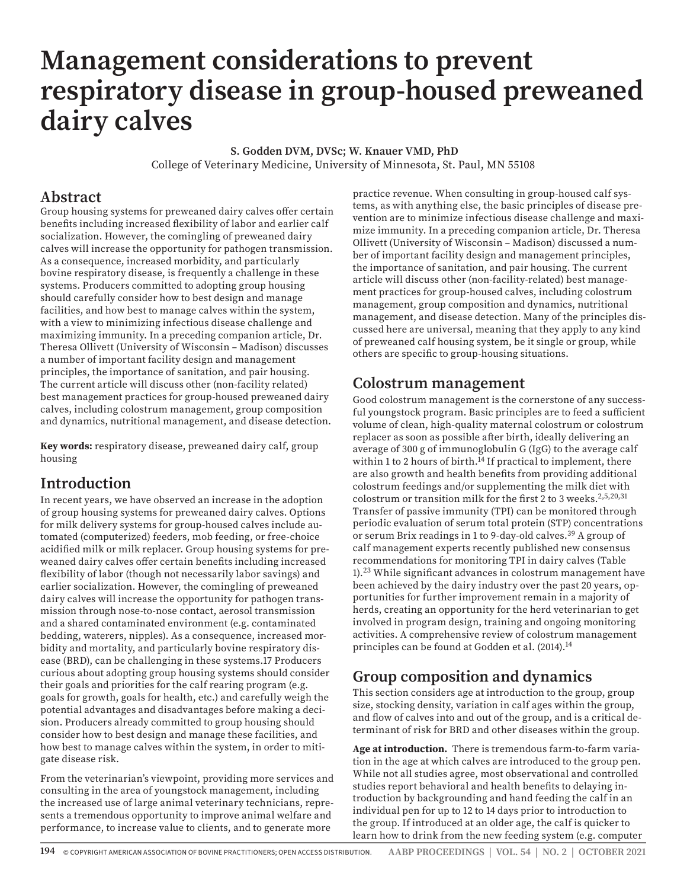# Management considerations to prevent respiratory disease in group-housed preweaned dairy calves

**S. Godden DVM, DVSc; W. Knauer VMD, PhD**
College of Veterinary Medicine, University of Minnesota, St. Paul, MN 55108

## Abstract

Group housing systems for preweaned dairy calves offer certain benefits including increased flexibility of labor and earlier calf socialization. However, the comingling of preweaned dairy calves will increase the opportunity for pathogen transmission. As a consequence, increased morbidity, and particularly bovine respiratory disease, is frequently a challenge in these systems. Producers committed to adopting group housing should carefully consider how to best design and manage facilities, and how best to manage calves within the system, with a view to minimizing infectious disease challenge and maximizing immunity. In a preceding companion article, Dr. Theresa Ollivett (University of Wisconsin – Madison) discusses a number of important facility design and management principles, the importance of sanitation, and pair housing. The current article will discuss other (non-facility related) best management practices for group-housed preweaned dairy calves, including colostrum management, group composition and dynamics, nutritional management, and disease detection.

**Key words:** respiratory disease, preweaned dairy calf, group housing

## Introduction

In recent years, we have observed an increase in the adoption of group housing systems for preweaned dairy calves. Options for milk delivery systems for group-housed calves include automated (computerized) feeders, mob feeding, or free-choice acidified milk or milk replacer. Group housing systems for preweaned dairy calves offer certain benefits including increased flexibility of labor (though not necessarily labor savings) and earlier socialization. However, the comingling of preweaned dairy calves will increase the opportunity for pathogen transmission through nose-to-nose contact, aerosol transmission and a shared contaminated environment (e.g. contaminated bedding, waterers, nipples). As a consequence, increased morbidity and mortality, and particularly bovine respiratory disease (BRD), can be challenging in these systems.17 Producers curious about adopting group housing systems should consider their goals and priorities for the calf rearing program (e.g. goals for growth, goals for health, etc.) and carefully weigh the potential advantages and disadvantages before making a decision. Producers already committed to group housing should consider how to best design and manage these facilities, and how best to manage calves within the system, in order to mitigate disease risk.

From the veterinarian's viewpoint, providing more services and consulting in the area of youngstock management, including the increased use of large animal veterinary technicians, represents a tremendous opportunity to improve animal welfare and performance, to increase value to clients, and to generate more practice revenue. When consulting in group-housed calf systems, as with anything else, the basic principles of disease prevention are to minimize infectious disease challenge and maximize immunity. In a preceding companion article, Dr. Theresa Ollivett (University of Wisconsin – Madison) discussed a number of important facility design and management principles, the importance of sanitation, and pair housing. The current article will discuss other (non-facility-related) best management practices for group-housed calves, including colostrum management, group composition and dynamics, nutritional management, and disease detection. Many of the principles discussed here are universal, meaning that they apply to any kind of preweaned calf housing system, be it single or group, while others are specific to group-housing situations.

## Colostrum management

Good colostrum management is the cornerstone of any successful youngstock program. Basic principles are to feed a sufficient volume of clean, high-quality maternal colostrum or colostrum replacer as soon as possible after birth, ideally delivering an average of 300 g of immunoglobulin G (IgG) to the average calf within 1 to 2 hours of birth.[14] If practical to implement, there are also growth and health benefits from providing additional colostrum feedings and/or supplementing the milk diet with colostrum or transition milk for the first 2 to 3 weeks.[2,5,20,31] Transfer of passive immunity (TPI) can be monitored through periodic evaluation of serum total protein (STP) concentrations or serum Brix readings in 1 to 9-day-old calves.[39] A group of calf management experts recently published new consensus recommendations for monitoring TPI in dairy calves (Table 1).[23] While significant advances in colostrum management have been achieved by the dairy industry over the past 20 years, opportunities for further improvement remain in a majority of herds, creating an opportunity for the herd veterinarian to get involved in program design, training and ongoing monitoring activities. A comprehensive review of colostrum management principles can be found at Godden et al. (2014).[14]

## Group composition and dynamics

This section considers age at introduction to the group, group size, stocking density, variation in calf ages within the group, and flow of calves into and out of the group, and is a critical determinant of risk for BRD and other diseases within the group.

**Age at introduction.** There is tremendous farm-to-farm variation in the age at which calves are introduced to the group pen. While not all studies agree, most observational and controlled studies report behavioral and health benefits to delaying introduction by backgrounding and hand feeding the calf in an individual pen for up to 12 to 14 days prior to introduction to the group. If introduced at an older age, the calf is quicker to learn how to drink from the new feeding system (e.g. computer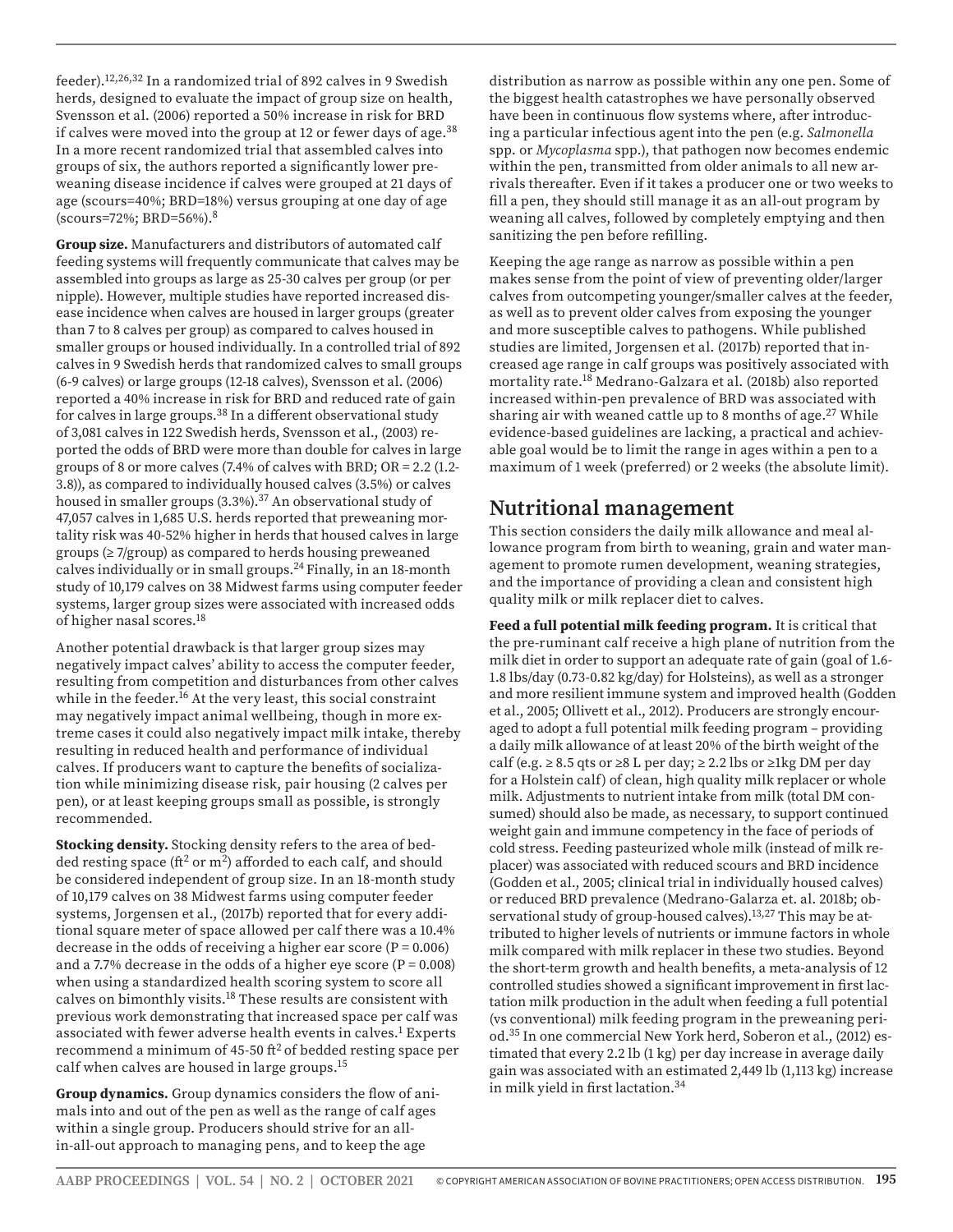feeder).[12,26,32] In a randomized trial of 892 calves in 9 Swedish herds, designed to evaluate the impact of group size on health, Svensson et al. (2006) reported a 50% increase in risk for BRD if calves were moved into the group at 12 or fewer days of age.[38] In a more recent randomized trial that assembled calves into groups of six, the authors reported a significantly lower preweaning disease incidence if calves were grouped at 21 days of age (scours=40%; BRD=18%) versus grouping at one day of age (scours=72%; BRD=56%).[8]

**Group size.** Manufacturers and distributors of automated calf feeding systems will frequently communicate that calves may be assembled into groups as large as 25-30 calves per group (or per nipple). However, multiple studies have reported increased disease incidence when calves are housed in larger groups (greater than 7 to 8 calves per group) as compared to calves housed in smaller groups or housed individually. In a controlled trial of 892 calves in 9 Swedish herds that randomized calves to small groups (6-9 calves) or large groups (12-18 calves), Svensson et al. (2006) reported a 40% increase in risk for BRD and reduced rate of gain for calves in large groups.[38] In a different observational study of 3,081 calves in 122 Swedish herds, Svensson et al., (2003) reported the odds of BRD were more than double for calves in large groups of 8 or more calves (7.4% of calves with BRD; OR = 2.2 (1.2-3.8)), as compared to individually housed calves (3.5%) or calves housed in smaller groups (3.3%).[37] An observational study of 47,057 calves in 1,685 U.S. herds reported that preweaning mortality risk was 40-52% higher in herds that housed calves in large groups (≥ 7/group) as compared to herds housing preweaned calves individually or in small groups.[24] Finally, in an 18-month study of 10,179 calves on 38 Midwest farms using computer feeder systems, larger group sizes were associated with increased odds of higher nasal scores.[18]

Another potential drawback is that larger group sizes may negatively impact calves' ability to access the computer feeder, resulting from competition and disturbances from other calves while in the feeder.[16] At the very least, this social constraint may negatively impact animal wellbeing, though in more extreme cases it could also negatively impact milk intake, thereby resulting in reduced health and performance of individual calves. If producers want to capture the benefits of socialization while minimizing disease risk, pair housing (2 calves per pen), or at least keeping groups small as possible, is strongly recommended.

**Stocking density.** Stocking density refers to the area of bedded resting space ($ft^2$ or $m^2$) afforded to each calf, and should be considered independent of group size. In an 18-month study of 10,179 calves on 38 Midwest farms using computer feeder systems, Jorgensen et al., (2017b) reported that for every additional square meter of space allowed per calf there was a 10.4% decrease in the odds of receiving a higher ear score ($P = 0.006$) and a 7.7% decrease in the odds of a higher eye score ($P = 0.008$) when using a standardized health scoring system to score all calves on bimonthly visits.[18] These results are consistent with previous work demonstrating that increased space per calf was associated with fewer adverse health events in calves.[1] Experts recommend a minimum of 45-50 $ft^2$ of bedded resting space per calf when calves are housed in large groups.[15]

**Group dynamics.** Group dynamics considers the flow of animals into and out of the pen as well as the range of calf ages within a single group. Producers should strive for an all-in-all-out approach to managing pens, and to keep the age distribution as narrow as possible within any one pen. Some of the biggest health catastrophes we have personally observed have been in continuous flow systems where, after introducing a particular infectious agent into the pen (e.g. *Salmonella* spp. or *Mycoplasma* spp.), that pathogen now becomes endemic within the pen, transmitted from older animals to all new arrivals thereafter. Even if it takes a producer one or two weeks to fill a pen, they should still manage it as an all-out program by weaning all calves, followed by completely emptying and then sanitizing the pen before refilling.

Keeping the age range as narrow as possible within a pen makes sense from the point of view of preventing older/larger calves from outcompeting younger/smaller calves at the feeder, as well as to prevent older calves from exposing the younger and more susceptible calves to pathogens. While published studies are limited, Jorgensen et al. (2017b) reported that increased age range in calf groups was positively associated with mortality rate.[18] Medrano-Galzara et al. (2018b) also reported increased within-pen prevalence of BRD was associated with sharing air with weaned cattle up to 8 months of age.[27] While evidence-based guidelines are lacking, a practical and achievable goal would be to limit the range in ages within a pen to a maximum of 1 week (preferred) or 2 weeks (the absolute limit).

## Nutritional management

This section considers the daily milk allowance and meal allowance program from birth to weaning, grain and water management to promote rumen development, weaning strategies, and the importance of providing a clean and consistent high quality milk or milk replacer diet to calves.

**Feed a full potential milk feeding program.** It is critical that the pre-ruminant calf receive a high plane of nutrition from the milk diet in order to support an adequate rate of gain (goal of 1.6-1.8 lbs/day (0.73-0.82 kg/day) for Holsteins), as well as a stronger and more resilient immune system and improved health (Godden et al., 2005; Ollivett et al., 2012). Producers are strongly encouraged to adopt a full potential milk feeding program – providing a daily milk allowance of at least 20% of the birth weight of the calf (e.g. ≥ 8.5 qts or ≥8 L per day; ≥ 2.2 lbs or ≥1kg DM per day for a Holstein calf) of clean, high quality milk replacer or whole milk. Adjustments to nutrient intake from milk (total DM consumed) should also be made, as necessary, to support continued weight gain and immune competency in the face of periods of cold stress. Feeding pasteurized whole milk (instead of milk replacer) was associated with reduced scours and BRD incidence (Godden et al., 2005; clinical trial in individually housed calves) or reduced BRD prevalence (Medrano-Galarza et. al. 2018b; observational study of group-housed calves).[13,27] This may be attributed to higher levels of nutrients or immune factors in whole milk compared with milk replacer in these two studies. Beyond the short-term growth and health benefits, a meta-analysis of 12 controlled studies showed a significant improvement in first lactation milk production in the adult when feeding a full potential (vs conventional) milk feeding program in the preweaning period.[35] In one commercial New York herd, Soberon et al., (2012) estimated that every 2.2 lb (1 kg) per day increase in average daily gain was associated with an estimated 2,449 lb (1,113 kg) increase in milk yield in first lactation.[34]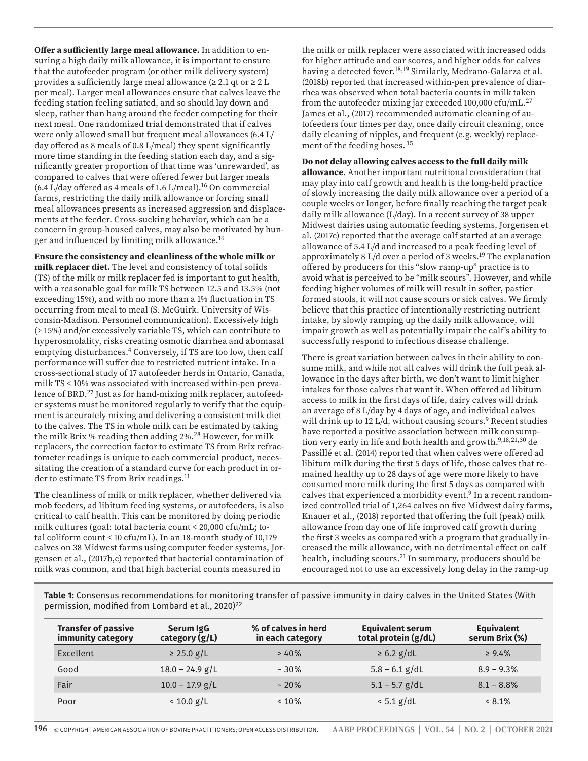**Offer a sufficiently large meal allowance.** In addition to ensuring a high daily milk allowance, it is important to ensure that the autofeeder program (or other milk delivery system) provides a sufficiently large meal allowance (≥ 2.1 qt or ≥ 2 L per meal). Larger meal allowances ensure that calves leave the feeding station feeling satiated, and so should lay down and sleep, rather than hang around the feeder competing for their next meal. One randomized trial demonstrated that if calves were only allowed small but frequent meal allowances (6.4 L/day offered as 8 meals of 0.8 L/meal) they spent significantly more time standing in the feeding station each day, and a significantly greater proportion of that time was 'unrewarded', as compared to calves that were offered fewer but larger meals (6.4 L/day offered as 4 meals of 1.6 L/meal).[16] On commercial farms, restricting the daily milk allowance or forcing small meal allowances presents as increased aggression and displacements at the feeder. Cross-sucking behavior, which can be a concern in group-housed calves, may also be motivated by hunger and influenced by limiting milk allowance.[16]

**Ensure the consistency and cleanliness of the whole milk or milk replacer diet.** The level and consistency of total solids (TS) of the milk or milk replacer fed is important to gut health, with a reasonable goal for milk TS between 12.5 and 13.5% (not exceeding 15%), and with no more than a 1% fluctuation in TS occurring from meal to meal (S. McGuirk. University of Wisconsin-Madison. Personnel communication). Excessively high (> 15%) and/or excessively variable TS, which can contribute to hyperosmolality, risks creating osmotic diarrhea and abomasal emptying disturbances.[4] Conversely, if TS are too low, then calf performance will suffer due to restricted nutrient intake. In a cross-sectional study of 17 autofeeder herds in Ontario, Canada, milk TS < 10% was associated with increased within-pen prevalence of BRD.[27] Just as for hand-mixing milk replacer, autofeeder systems must be monitored regularly to verify that the equipment is accurately mixing and delivering a consistent milk diet to the calves. The TS in whole milk can be estimated by taking the milk Brix % reading then adding 2%.[28] However, for milk replacers, the correction factor to estimate TS from Brix refractometer readings is unique to each commercial product, necessitating the creation of a standard curve for each product in order to estimate TS from Brix readings.[11]

The cleanliness of milk or milk replacer, whether delivered via mob feeders, ad libitum feeding systems, or autofeeders, is also critical to calf health. This can be monitored by doing periodic milk cultures (goal: total bacteria count < 20,000 cfu/mL; total coliform count < 10 cfu/mL). In an 18-month study of 10,179 calves on 38 Midwest farms using computer feeder systems, Jorgensen et al., (2017b,c) reported that bacterial contamination of milk was common, and that high bacterial counts measured in the milk or milk replacer were associated with increased odds for higher attitude and ear scores, and higher odds for calves having a detected fever.[18,19] Similarly, Medrano-Galarza et al. (2018b) reported that increased within-pen prevalence of diarrhea was observed when total bacteria counts in milk taken from the autofeeder mixing jar exceeded 100,000 cfu/mL.[27] James et al., (2017) recommended automatic cleaning of autofeeders four times per day, once daily circuit cleaning, once daily cleaning of nipples, and frequent (e.g. weekly) replacement of the feeding hoses.[15]

**Do not delay allowing calves access to the full daily milk allowance.** Another important nutritional consideration that may play into calf growth and health is the long-held practice of slowly increasing the daily milk allowance over a period of a couple weeks or longer, before finally reaching the target peak daily milk allowance (L/day). In a recent survey of 38 upper Midwest dairies using automatic feeding systems, Jorgensen et al. (2017c) reported that the average calf started at an average allowance of 5.4 L/d and increased to a peak feeding level of approximately 8 L/d over a period of 3 weeks.[19] The explanation offered by producers for this "slow ramp-up" practice is to avoid what is perceived to be "milk scours". However, and while feeding higher volumes of milk will result in softer, pastier formed stools, it will not cause scours or sick calves. We firmly believe that this practice of intentionally restricting nutrient intake, by slowly ramping up the daily milk allowance, will impair growth as well as potentially impair the calf's ability to successfully respond to infectious disease challenge.

There is great variation between calves in their ability to consume milk, and while not all calves will drink the full peak allowance in the days after birth, we don't want to limit higher intakes for those calves that want it. When offered ad libitum access to milk in the first days of life, dairy calves will drink an average of 8 L/day by 4 days of age, and individual calves will drink up to 12 L/d, without causing scours.[9] Recent studies have reported a positive association between milk consumption very early in life and both health and growth.[9,18,21,30] de Passillé et al. (2014) reported that when calves were offered ad libitum milk during the first 5 days of life, those calves that remained healthy up to 28 days of age were more likely to have consumed more milk during the first 5 days as compared with calves that experienced a morbidity event.[9] In a recent randomized controlled trial of 1,264 calves on five Midwest dairy farms, Knauer et al., (2018) reported that offering the full (peak) milk allowance from day one of life improved calf growth during the first 3 weeks as compared with a program that gradually increased the milk allowance, with no detrimental effect on calf health, including scours.[21] In summary, producers should be encouraged not to use an excessively long delay in the ramp-up

**Table 1:** Consensus recommendations for monitoring transfer of passive immunity in dairy calves in the United States (With permission, modified from Lombard et al., 2020)[22]

| Transfer of passive immunity category | Serum IgG category (g/L) | % of calves in herd in each category | Equivalent serum total protein (g/dL) | Equivalent serum Brix (%) |
|---|---|---|---|---|
| Excellent | ≥ 25.0 g/L | > 40% | ≥ 6.2 g/dL | ≥ 9.4% |
| Good | 18.0 – 24.9 g/L | ~ 30% | 5.8 – 6.1 g/dL | 8.9 – 9.3% |
| Fair | 10.0 – 17.9 g/L | ~ 20% | 5.1 – 5.7 g/dL | 8.1 – 8.8% |
| Poor | < 10.0 g/L | < 10% | < 5.1 g/dL | < 8.1% |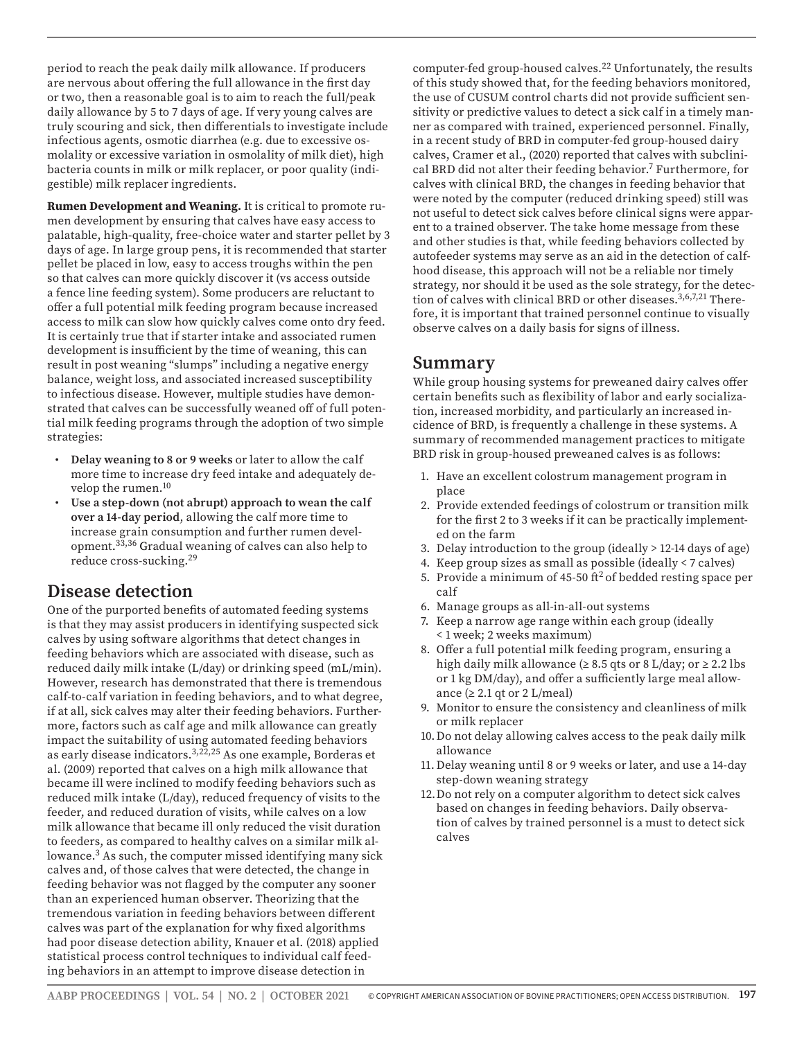period to reach the peak daily milk allowance. If producers are nervous about offering the full allowance in the first day or two, then a reasonable goal is to aim to reach the full/peak daily allowance by 5 to 7 days of age. If very young calves are truly scouring and sick, then differentials to investigate include infectious agents, osmotic diarrhea (e.g. due to excessive osmolality or excessive variation in osmolality of milk diet), high bacteria counts in milk or milk replacer, or poor quality (indigestible) milk replacer ingredients.

**Rumen Development and Weaning.** It is critical to promote rumen development by ensuring that calves have easy access to palatable, high-quality, free-choice water and starter pellet by 3 days of age. In large group pens, it is recommended that starter pellet be placed in low, easy to access troughs within the pen so that calves can more quickly discover it (vs access outside a fence line feeding system). Some producers are reluctant to offer a full potential milk feeding program because increased access to milk can slow how quickly calves come onto dry feed. It is certainly true that if starter intake and associated rumen development is insufficient by the time of weaning, this can result in post weaning "slumps" including a negative energy balance, weight loss, and associated increased susceptibility to infectious disease. However, multiple studies have demonstrated that calves can be successfully weaned off of full potential milk feeding programs through the adoption of two simple strategies:

- **Delay weaning to 8 or 9 weeks** or later to allow the calf more time to increase dry feed intake and adequately develop the rumen.[10]
- **Use a step-down (not abrupt) approach to wean the calf over a 14-day period**, allowing the calf more time to increase grain consumption and further rumen development.[33,36] Gradual weaning of calves can also help to reduce cross-sucking.[29]

## Disease detection

One of the purported benefits of automated feeding systems is that they may assist producers in identifying suspected sick calves by using software algorithms that detect changes in feeding behaviors which are associated with disease, such as reduced daily milk intake (L/day) or drinking speed (mL/min). However, research has demonstrated that there is tremendous calf-to-calf variation in feeding behaviors, and to what degree, if at all, sick calves may alter their feeding behaviors. Furthermore, factors such as calf age and milk allowance can greatly impact the suitability of using automated feeding behaviors as early disease indicators.[3,22,25] As one example, Borderas et al. (2009) reported that calves on a high milk allowance that became ill were inclined to modify feeding behaviors such as reduced milk intake (L/day), reduced frequency of visits to the feeder, and reduced duration of visits, while calves on a low milk allowance that became ill only reduced the visit duration to feeders, as compared to healthy calves on a similar milk allowance.[3] As such, the computer missed identifying many sick calves and, of those calves that were detected, the change in feeding behavior was not flagged by the computer any sooner than an experienced human observer. Theorizing that the tremendous variation in feeding behaviors between different calves was part of the explanation for why fixed algorithms had poor disease detection ability, Knauer et al. (2018) applied statistical process control techniques to individual calf feeding behaviors in an attempt to improve disease detection in computer-fed group-housed calves.[22] Unfortunately, the results of this study showed that, for the feeding behaviors monitored, the use of CUSUM control charts did not provide sufficient sensitivity or predictive values to detect a sick calf in a timely manner as compared with trained, experienced personnel. Finally, in a recent study of BRD in computer-fed group-housed dairy calves, Cramer et al., (2020) reported that calves with subclinical BRD did not alter their feeding behavior.[7] Furthermore, for calves with clinical BRD, the changes in feeding behavior that were noted by the computer (reduced drinking speed) still was not useful to detect sick calves before clinical signs were apparent to a trained observer. The take home message from these and other studies is that, while feeding behaviors collected by autofeeder systems may serve as an aid in the detection of calfhood disease, this approach will not be a reliable nor timely strategy, nor should it be used as the sole strategy, for the detection of calves with clinical BRD or other diseases.[3,6,7,21] Therefore, it is important that trained personnel continue to visually observe calves on a daily basis for signs of illness.

## Summary

While group housing systems for preweaned dairy calves offer certain benefits such as flexibility of labor and early socialization, increased morbidity, and particularly an increased incidence of BRD, is frequently a challenge in these systems. A summary of recommended management practices to mitigate BRD risk in group-housed preweaned calves is as follows:

1. Have an excellent colostrum management program in place
2. Provide extended feedings of colostrum or transition milk for the first 2 to 3 weeks if it can be practically implemented on the farm
3. Delay introduction to the group (ideally > 12-14 days of age)
4. Keep group sizes as small as possible (ideally < 7 calves)
5. Provide a minimum of 45-50 $ft^2$ of bedded resting space per calf
6. Manage groups as all-in-all-out systems
7. Keep a narrow age range within each group (ideally < 1 week; 2 weeks maximum)
8. Offer a full potential milk feeding program, ensuring a high daily milk allowance (≥ 8.5 qts or 8 L/day; or ≥ 2.2 lbs or 1 kg DM/day), and offer a sufficiently large meal allowance (≥ 2.1 qt or 2 L/meal)
9. Monitor to ensure the consistency and cleanliness of milk or milk replacer
10. Do not delay allowing calves access to the peak daily milk allowance
11. Delay weaning until 8 or 9 weeks or later, and use a 14-day step-down weaning strategy
12. Do not rely on a computer algorithm to detect sick calves based on changes in feeding behaviors. Daily observation of calves by trained personnel is a must to detect sick calves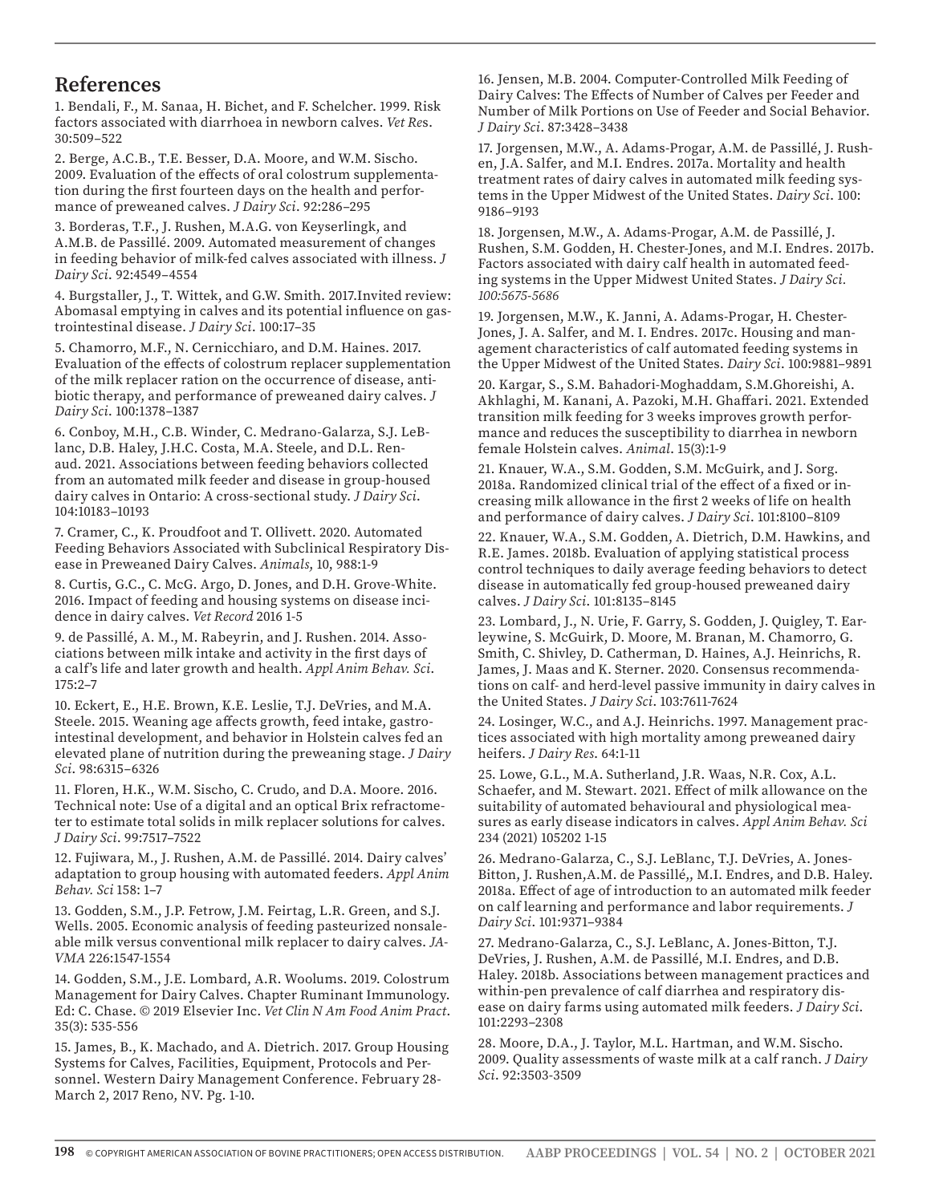## References

1. Bendali, F., M. Sanaa, H. Bichet, and F. Schelcher. 1999. Risk factors associated with diarrhoea in newborn calves. *Vet Res*. 30:509–522

2. Berge, A.C.B., T.E. Besser, D.A. Moore, and W.M. Sischo. 2009. Evaluation of the effects of oral colostrum supplementation during the first fourteen days on the health and performance of preweaned calves. *J Dairy Sci*. 92:286–295

3. Borderas, T.F., J. Rushen, M.A.G. von Keyserlingk, and A.M.B. de Passillé. 2009. Automated measurement of changes in feeding behavior of milk-fed calves associated with illness. *J Dairy Sci*. 92:4549–4554

4. Burgstaller, J., T. Wittek, and G.W. Smith. 2017.Invited review: Abomasal emptying in calves and its potential influence on gastrointestinal disease. *J Dairy Sci*. 100:17–35

5. Chamorro, M.F., N. Cernicchiaro, and D.M. Haines. 2017. Evaluation of the effects of colostrum replacer supplementation of the milk replacer ration on the occurrence of disease, antibiotic therapy, and performance of preweaned dairy calves. *J Dairy Sci*. 100:1378–1387

6. Conboy, M.H., C.B. Winder, C. Medrano-Galarza, S.J. LeBlanc, D.B. Haley, J.H.C. Costa, M.A. Steele, and D.L. Renaud. 2021. Associations between feeding behaviors collected from an automated milk feeder and disease in group-housed dairy calves in Ontario: A cross-sectional study. *J Dairy Sci*. 104:10183–10193

7. Cramer, C., K. Proudfoot and T. Ollivett. 2020. Automated Feeding Behaviors Associated with Subclinical Respiratory Disease in Preweaned Dairy Calves. *Animals*, 10, 988:1-9

8. Curtis, G.C., C. McG. Argo, D. Jones, and D.H. Grove-White. 2016. Impact of feeding and housing systems on disease incidence in dairy calves. *Vet Record* 2016 1-5

9. de Passillé, A. M., M. Rabeyrin, and J. Rushen. 2014. Associations between milk intake and activity in the first days of a calf's life and later growth and health. *Appl Anim Behav. Sci*. 175:2–7

10. Eckert, E., H.E. Brown, K.E. Leslie, T.J. DeVries, and M.A. Steele. 2015. Weaning age affects growth, feed intake, gastrointestinal development, and behavior in Holstein calves fed an elevated plane of nutrition during the preweaning stage. *J Dairy Sci*. 98:6315–6326

11. Floren, H.K., W.M. Sischo, C. Crudo, and D.A. Moore. 2016. Technical note: Use of a digital and an optical Brix refractometer to estimate total solids in milk replacer solutions for calves. *J Dairy Sci*. 99:7517–7522

12. Fujiwara, M., J. Rushen, A.M. de Passillé. 2014. Dairy calves' adaptation to group housing with automated feeders. *Appl Anim Behav. Sci* 158: 1–7

13. Godden, S.M., J.P. Fetrow, J.M. Feirtag, L.R. Green, and S.J. Wells. 2005. Economic analysis of feeding pasteurized nonsaleable milk versus conventional milk replacer to dairy calves. *JAVMA* 226:1547-1554

14. Godden, S.M., J.E. Lombard, A.R. Woolums. 2019. Colostrum Management for Dairy Calves. Chapter Ruminant Immunology. Ed: C. Chase. © 2019 Elsevier Inc. *Vet Clin N Am Food Anim Pract*. 35(3): 535-556

15. James, B., K. Machado, and A. Dietrich. 2017. Group Housing Systems for Calves, Facilities, Equipment, Protocols and Personnel. Western Dairy Management Conference. February 28-March 2, 2017 Reno, NV. Pg. 1-10.

16. Jensen, M.B. 2004. Computer-Controlled Milk Feeding of Dairy Calves: The Effects of Number of Calves per Feeder and Number of Milk Portions on Use of Feeder and Social Behavior. *J Dairy Sci*. 87:3428–3438

17. Jorgensen, M.W., A. Adams-Progar, A.M. de Passillé, J. Rushen, J.A. Salfer, and M.I. Endres. 2017a. Mortality and health treatment rates of dairy calves in automated milk feeding systems in the Upper Midwest of the United States. *Dairy Sci*. 100: 9186–9193

18. Jorgensen, M.W., A. Adams-Progar, A.M. de Passillé, J. Rushen, S.M. Godden, H. Chester-Jones, and M.I. Endres. 2017b. Factors associated with dairy calf health in automated feeding systems in the Upper Midwest United States. *J Dairy Sci. 100:5675-5686*

19. Jorgensen, M.W., K. Janni, A. Adams-Progar, H. Chester-Jones, J. A. Salfer, and M. I. Endres. 2017c. Housing and management characteristics of calf automated feeding systems in the Upper Midwest of the United States. *Dairy Sci*. 100:9881–9891

20. Kargar, S., S.M. Bahadori-Moghaddam, S.M.Ghoreishi, A. Akhlaghi, M. Kanani, A. Pazoki, M.H. Ghaffari. 2021. Extended transition milk feeding for 3 weeks improves growth performance and reduces the susceptibility to diarrhea in newborn female Holstein calves. *Animal*. 15(3):1-9

21. Knauer, W.A., S.M. Godden, S.M. McGuirk, and J. Sorg. 2018a. Randomized clinical trial of the effect of a fixed or increasing milk allowance in the first 2 weeks of life on health and performance of dairy calves. *J Dairy Sci*. 101:8100–8109

22. Knauer, W.A., S.M. Godden, A. Dietrich, D.M. Hawkins, and R.E. James. 2018b. Evaluation of applying statistical process control techniques to daily average feeding behaviors to detect disease in automatically fed group-housed preweaned dairy calves. *J Dairy Sci*. 101:8135–8145

23. Lombard, J., N. Urie, F. Garry, S. Godden, J. Quigley, T. Earleywine, S. McGuirk, D. Moore, M. Branan, M. Chamorro, G. Smith, C. Shivley, D. Catherman, D. Haines, A.J. Heinrichs, R. James, J. Maas and K. Sterner. 2020. Consensus recommendations on calf- and herd-level passive immunity in dairy calves in the United States. *J Dairy Sci*. 103:7611-7624

24. Losinger, W.C., and A.J. Heinrichs. 1997. Management practices associated with high mortality among preweaned dairy heifers. *J Dairy Res*. 64:1-11

25. Lowe, G.L., M.A. Sutherland, J.R. Waas, N.R. Cox, A.L. Schaefer, and M. Stewart. 2021. Effect of milk allowance on the suitability of automated behavioural and physiological measures as early disease indicators in calves. *Appl Anim Behav. Sci* 234 (2021) 105202 1-15

26. Medrano-Galarza, C., S.J. LeBlanc, T.J. DeVries, A. Jones-Bitton, J. Rushen,A.M. de Passillé,, M.I. Endres, and D.B. Haley. 2018a. Effect of age of introduction to an automated milk feeder on calf learning and performance and labor requirements. *J Dairy Sci*. 101:9371–9384

27. Medrano-Galarza, C., S.J. LeBlanc, A. Jones-Bitton, T.J. DeVries, J. Rushen, A.M. de Passillé, M.I. Endres, and D.B. Haley. 2018b. Associations between management practices and within-pen prevalence of calf diarrhea and respiratory disease on dairy farms using automated milk feeders. *J Dairy Sci*. 101:2293–2308

28. Moore, D.A., J. Taylor, M.L. Hartman, and W.M. Sischo. 2009. Quality assessments of waste milk at a calf ranch. *J Dairy Sci*. 92:3503-3509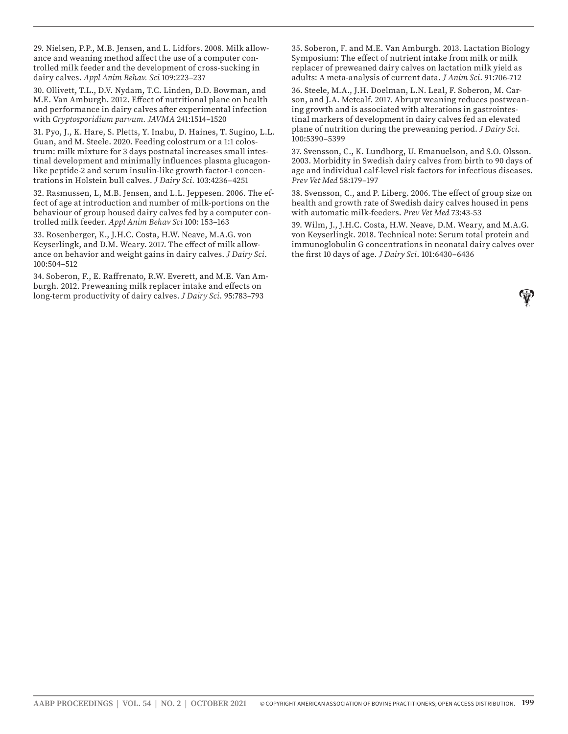29. Nielsen, P.P., M.B. Jensen, and L. Lidfors. 2008. Milk allowance and weaning method affect the use of a computer controlled milk feeder and the development of cross-sucking in dairy calves. *Appl Anim Behav. Sci* 109:223–237

30. Ollivett, T.L., D.V. Nydam, T.C. Linden, D.D. Bowman, and M.E. Van Amburgh. 2012. Effect of nutritional plane on health and performance in dairy calves after experimental infection with *Cryptosporidium parvum. JAVMA* 241:1514–1520

31. Pyo, J., K. Hare, S. Pletts, Y. Inabu, D. Haines, T. Sugino, L.L. Guan, and M. Steele. 2020. Feeding colostrum or a 1:1 colostrum: milk mixture for 3 days postnatal increases small intestinal development and minimally influences plasma glucagon-like peptide-2 and serum insulin-like growth factor-1 concentrations in Holstein bull calves. *J Dairy Sci.* 103:4236–4251

32. Rasmussen, L, M.B. Jensen, and L.L. Jeppesen. 2006. The effect of age at introduction and number of milk-portions on the behaviour of group housed dairy calves fed by a computer controlled milk feeder. *Appl Anim Behav Sci* 100: 153–163

33. Rosenberger, K., J.H.C. Costa, H.W. Neave, M.A.G. von Keyserlingk, and D.M. Weary. 2017. The effect of milk allowance on behavior and weight gains in dairy calves. *J Dairy Sci*. 100:504–512

34. Soberon, F., E. Raffrenato, R.W. Everett, and M.E. Van Amburgh. 2012. Preweaning milk replacer intake and effects on long-term productivity of dairy calves. *J Dairy Sci*. 95:783–793

35. Soberon, F. and M.E. Van Amburgh. 2013. Lactation Biology Symposium: The effect of nutrient intake from milk or milk replacer of preweaned dairy calves on lactation milk yield as adults: A meta-analysis of current data. *J Anim Sci*. 91:706-712

36. Steele, M.A., J.H. Doelman, L.N. Leal, F. Soberon, M. Carson, and J.A. Metcalf. 2017. Abrupt weaning reduces postweaning growth and is associated with alterations in gastrointestinal markers of development in dairy calves fed an elevated plane of nutrition during the preweaning period. *J Dairy Sci*. 100:5390–5399

37. Svensson, C., K. Lundborg, U. Emanuelson, and S.O. Olsson. 2003. Morbidity in Swedish dairy calves from birth to 90 days of age and individual calf-level risk factors for infectious diseases. *Prev Vet Med* 58:179–197

38. Svensson, C., and P. Liberg. 2006. The effect of group size on health and growth rate of Swedish dairy calves housed in pens with automatic milk-feeders. *Prev Vet Med* 73:43-53

39. Wilm, J., J.H.C. Costa, H.W. Neave, D.M. Weary, and M.A.G. von Keyserlingk. 2018. Technical note: Serum total protein and immunoglobulin G concentrations in neonatal dairy calves over the first 10 days of age. *J Dairy Sci*. 101:6430–6436